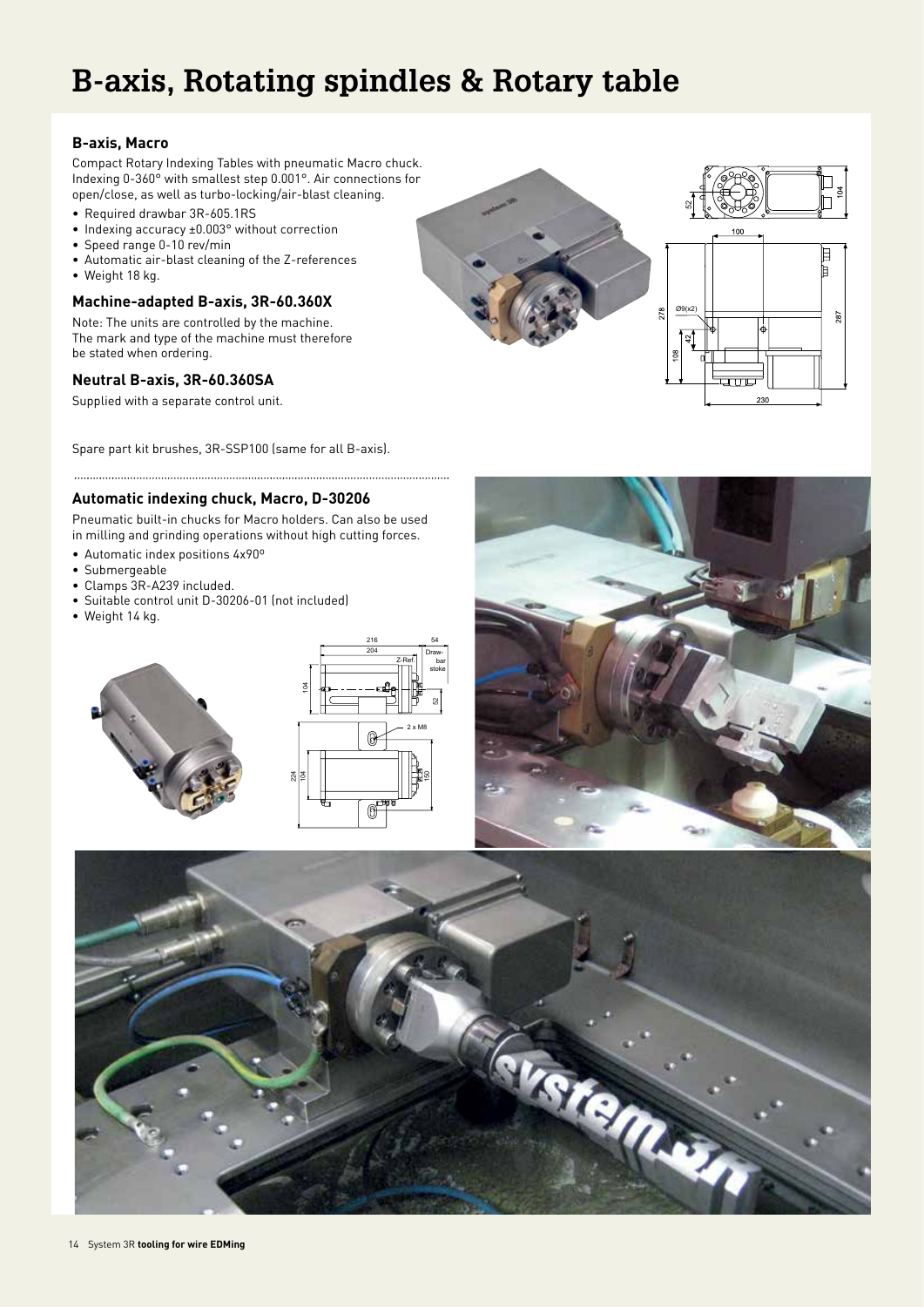# B-axis, Rotating spindles & Rotary table

### B-axis, Macro

Compact Rotary Indexing Tables with pneumatic Macro chuck. Indexing 0-360° with smallest step 0.001°. Air connections for open/close, as well as turbo-locking/air-blast cleaning.

- Required drawbar 3R-605.1RS
- Indexing accuracy ±0.003° without correction
- Speed range 0-10 rev/min
- Automatic air-blast cleaning of the Z-references
- Weight 18 kg.

### Machine-adapted B-axis, 3R-60.360X

Note: The units are controlled by the machine. The mark and type of the machine must therefore be stated when ordering.

### Neutral B-axis, 3R-60.360SA

Supplied with a separate control unit.

Spare part kit brushes, 3R-SSP100 (same for all B-axis).

### Automatic indexing chuck, Macro, D-30206

Pneumatic built-in chucks for Macro holders. Can also be used in milling and grinding operations without high cutting forces.

- Automatic index positions 4x90°
- Submergeable
- Clamps 3R-A239 included.
- Suitable control unit D-30206-01 (not included)
- Weight 14 kg.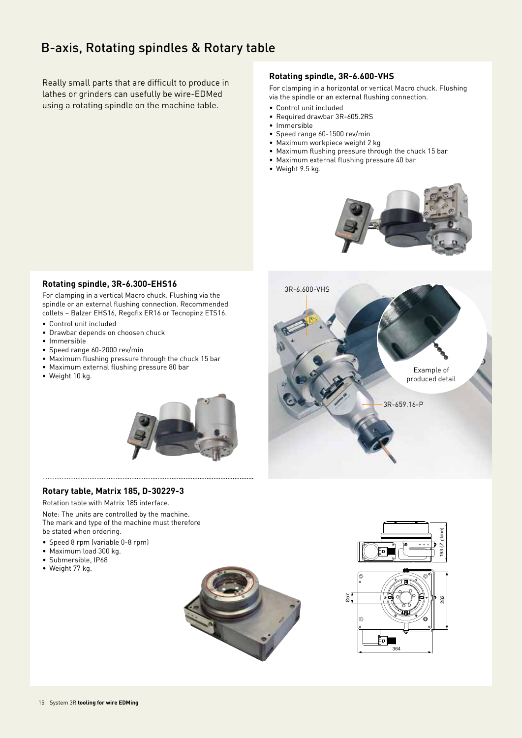# B-axis, Rotating spindles & Rotary table

Really small parts that are difficult to produce in lathes or grinders can usefully be wire-EDMed using a rotating spindle on the machine table.

## Rotating spindle, 3R-6.600-VHS

For clamping in a horizontal or vertical Macro chuck. Flushing via the spindle or an external flushing connection.

- Control unit included
- Required drawbar 3R-605.2RS
- Immersible
- Speed range 60-1500 rev/min
- Maximum workpiece weight 2 kg
- Maximum flushing pressure through the chuck 15 bar
- Maximum external flushing pressure 40 bar
- Weight 9.5 kg.

3R-6.600-VHS

Example of produced detail

3R-659.16-P

## Rotating spindle, 3R-6.300-EHS16

For clamping in a vertical Macro chuck. Flushing via the spindle or an external flushing connection. Recommended collets – Balzer EHS16, Regofix ER16 or Tecnopinz ETS16.

- Control unit included
- Drawbar depends on choosen chuck
- Immersible
- Speed range 60-2000 rev/min
- Maximum flushing pressure through the chuck 15 bar
- Maximum external flushing pressure 80 bar
- Weight 10 kg.

## Rotary table, Matrix 185, D-30229-3

Rotation table with Matrix 185 interface.

Note: The units are controlled by the machine. The mark and type of the machine must therefore be stated when ordering.

- Speed 8 rpm (variable 0-8 rpm)
- Maximum load 300 kg.
- Submersible, IP68
- Weight 77 kg.

193 (Z-plane)

Ø57

282

364